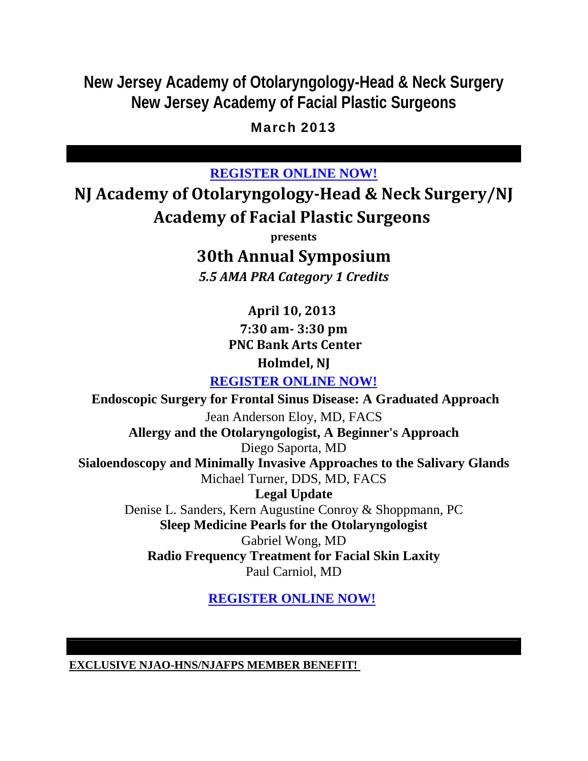# New Jersey Academy of Otolaryngology-Head & Neck Surgery
# New Jersey Academy of Facial Plastic Surgeons

**March 2013**

---

**REGISTER ONLINE NOW!**

## NJ Academy of Otolaryngology-Head & Neck Surgery/NJ Academy of Facial Plastic Surgeons

**presents**

## 30th Annual Symposium

***5.5 AMA PRA Category 1 Credits***

**April 10, 2013**
**7:30 am- 3:30 pm**
**PNC Bank Arts Center**
**Holmdel, NJ**

**REGISTER ONLINE NOW!**

**Endoscopic Surgery for Frontal Sinus Disease: A Graduated Approach**
Jean Anderson Eloy, MD, FACS

**Allergy and the Otolaryngologist, A Beginner's Approach**
Diego Saporta, MD

**Sialoendoscopy and Minimally Invasive Approaches to the Salivary Glands**
Michael Turner, DDS, MD, FACS

**Legal Update**
Denise L. Sanders, Kern Augustine Conroy & Shoppmann, PC

**Sleep Medicine Pearls for the Otolaryngologist**
Gabriel Wong, MD

**Radio Frequency Treatment for Facial Skin Laxity**
Paul Carniol, MD

**REGISTER ONLINE NOW!**

---

**EXCLUSIVE NJAO-HNS/NJAFPS MEMBER BENEFIT!**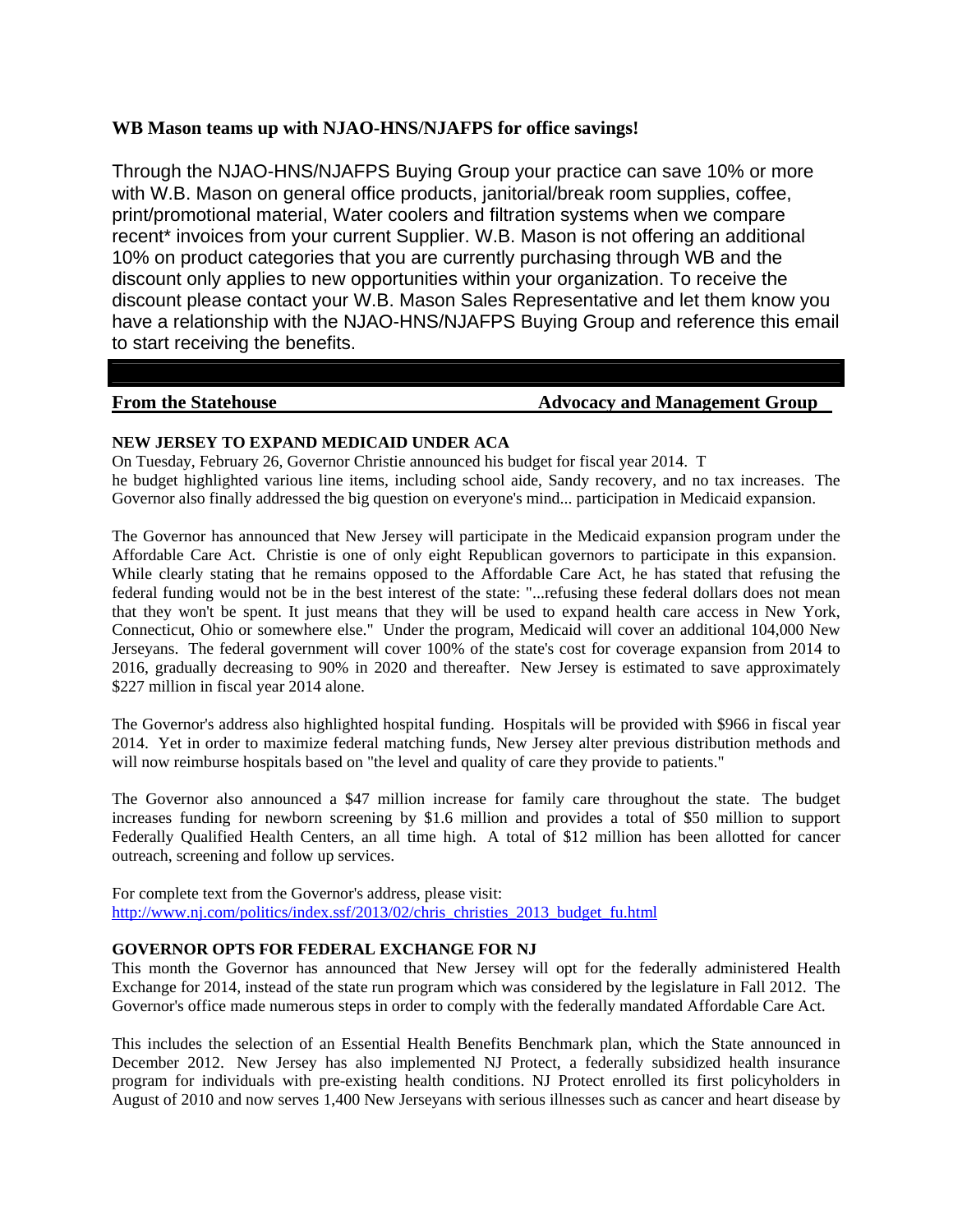## WB Mason teams up with NJAO-HNS/NJAFPS for office savings!

Through the NJAO-HNS/NJAFPS Buying Group your practice can save 10% or more with W.B. Mason on general office products, janitorial/break room supplies, coffee, print/promotional material, Water coolers and filtration systems when we compare recent* invoices from your current Supplier. W.B. Mason is not offering an additional 10% on product categories that you are currently purchasing through WB and the discount only applies to new opportunities within your organization. To receive the discount please contact your W.B. Mason Sales Representative and let them know you have a relationship with the NJAO-HNS/NJAFPS Buying Group and reference this email to start receiving the benefits.

---

**From the Statehouse** **Advocacy and Management Group**

### NEW JERSEY TO EXPAND MEDICAID UNDER ACA

On Tuesday, February 26, Governor Christie announced his budget for fiscal year 2014. T
he budget highlighted various line items, including school aide, Sandy recovery, and no tax increases. The Governor also finally addressed the big question on everyone's mind... participation in Medicaid expansion.

The Governor has announced that New Jersey will participate in the Medicaid expansion program under the Affordable Care Act. Christie is one of only eight Republican governors to participate in this expansion. While clearly stating that he remains opposed to the Affordable Care Act, he has stated that refusing the federal funding would not be in the best interest of the state: "...refusing these federal dollars does not mean that they won't be spent. It just means that they will be used to expand health care access in New York, Connecticut, Ohio or somewhere else." Under the program, Medicaid will cover an additional 104,000 New Jerseyans. The federal government will cover 100% of the state's cost for coverage expansion from 2014 to 2016, gradually decreasing to 90% in 2020 and thereafter. New Jersey is estimated to save approximately $227 million in fiscal year 2014 alone.

The Governor's address also highlighted hospital funding. Hospitals will be provided with $966 in fiscal year 2014. Yet in order to maximize federal matching funds, New Jersey alter previous distribution methods and will now reimburse hospitals based on "the level and quality of care they provide to patients."

The Governor also announced a $47 million increase for family care throughout the state. The budget increases funding for newborn screening by $1.6 million and provides a total of $50 million to support Federally Qualified Health Centers, an all time high. A total of $12 million has been allotted for cancer outreach, screening and follow up services.

For complete text from the Governor's address, please visit:
[http://www.nj.com/politics/index.ssf/2013/02/chris_christies_2013_budget_fu.html](http://www.nj.com/politics/index.ssf/2013/02/chris_christies_2013_budget_fu.html)

### GOVERNOR OPTS FOR FEDERAL EXCHANGE FOR NJ

This month the Governor has announced that New Jersey will opt for the federally administered Health Exchange for 2014, instead of the state run program which was considered by the legislature in Fall 2012. The Governor's office made numerous steps in order to comply with the federally mandated Affordable Care Act.

This includes the selection of an Essential Health Benefits Benchmark plan, which the State announced in December 2012. New Jersey has also implemented NJ Protect, a federally subsidized health insurance program for individuals with pre-existing health conditions. NJ Protect enrolled its first policyholders in August of 2010 and now serves 1,400 New Jerseyans with serious illnesses such as cancer and heart disease by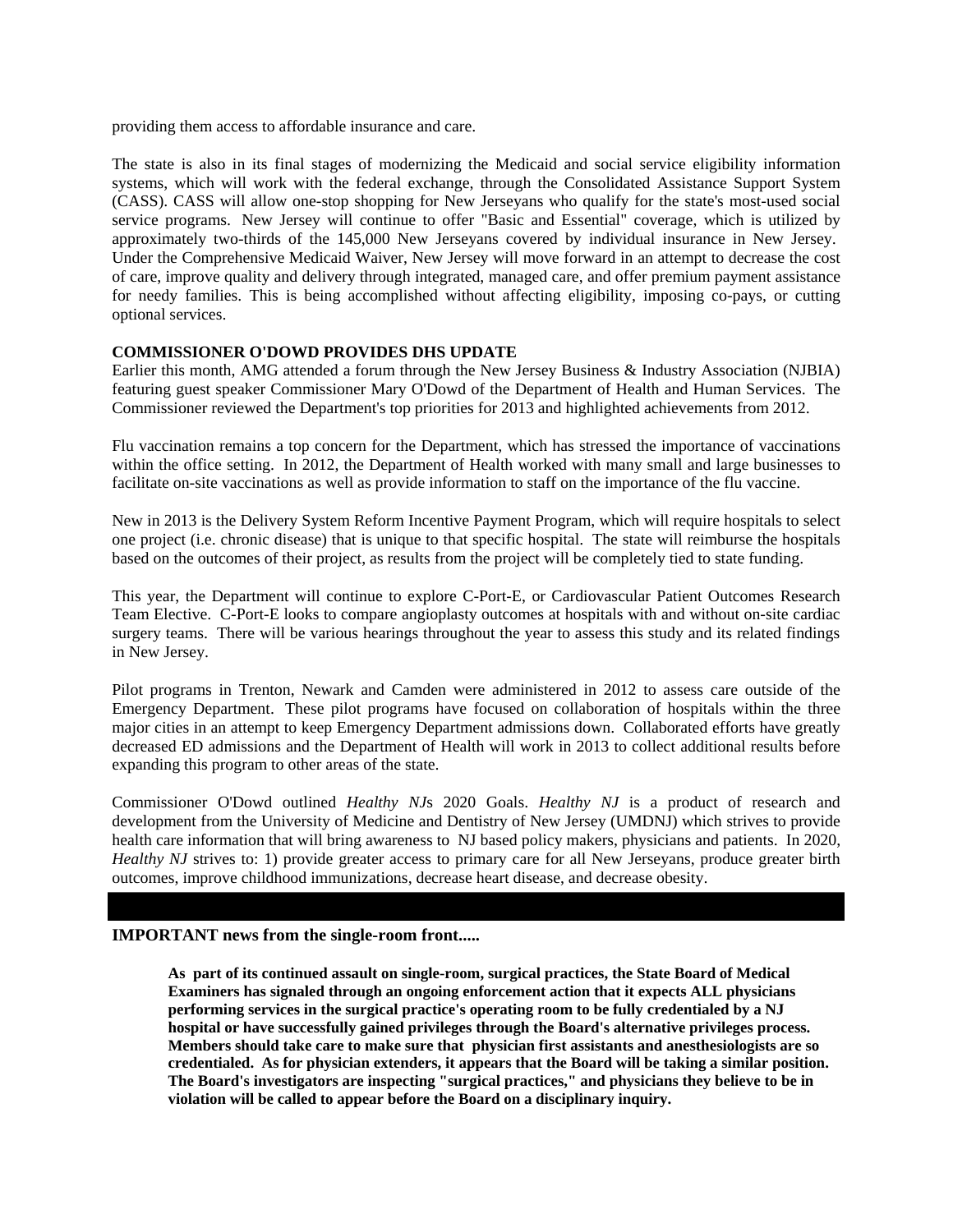providing them access to affordable insurance and care.

The state is also in its final stages of modernizing the Medicaid and social service eligibility information systems, which will work with the federal exchange, through the Consolidated Assistance Support System (CASS). CASS will allow one-stop shopping for New Jerseyans who qualify for the state's most-used social service programs. New Jersey will continue to offer "Basic and Essential" coverage, which is utilized by approximately two-thirds of the 145,000 New Jerseyans covered by individual insurance in New Jersey. Under the Comprehensive Medicaid Waiver, New Jersey will move forward in an attempt to decrease the cost of care, improve quality and delivery through integrated, managed care, and offer premium payment assistance for needy families. This is being accomplished without affecting eligibility, imposing co-pays, or cutting optional services.

**COMMISSIONER O'DOWD PROVIDES DHS UPDATE**

Earlier this month, AMG attended a forum through the New Jersey Business & Industry Association (NJBIA) featuring guest speaker Commissioner Mary O'Dowd of the Department of Health and Human Services. The Commissioner reviewed the Department's top priorities for 2013 and highlighted achievements from 2012.

Flu vaccination remains a top concern for the Department, which has stressed the importance of vaccinations within the office setting. In 2012, the Department of Health worked with many small and large businesses to facilitate on-site vaccinations as well as provide information to staff on the importance of the flu vaccine.

New in 2013 is the Delivery System Reform Incentive Payment Program, which will require hospitals to select one project (i.e. chronic disease) that is unique to that specific hospital. The state will reimburse the hospitals based on the outcomes of their project, as results from the project will be completely tied to state funding.

This year, the Department will continue to explore C-Port-E, or Cardiovascular Patient Outcomes Research Team Elective. C-Port-E looks to compare angioplasty outcomes at hospitals with and without on-site cardiac surgery teams. There will be various hearings throughout the year to assess this study and its related findings in New Jersey.

Pilot programs in Trenton, Newark and Camden were administered in 2012 to assess care outside of the Emergency Department. These pilot programs have focused on collaboration of hospitals within the three major cities in an attempt to keep Emergency Department admissions down. Collaborated efforts have greatly decreased ED admissions and the Department of Health will work in 2013 to collect additional results before expanding this program to other areas of the state.

Commissioner O'Dowd outlined *Healthy NJ*s 2020 Goals. *Healthy NJ* is a product of research and development from the University of Medicine and Dentistry of New Jersey (UMDNJ) which strives to provide health care information that will bring awareness to NJ based policy makers, physicians and patients. In 2020, *Healthy NJ* strives to: 1) provide greater access to primary care for all New Jerseyans, produce greater birth outcomes, improve childhood immunizations, decrease heart disease, and decrease obesity.

---

**IMPORTANT news from the single-room front.....**

> **As part of its continued assault on single-room, surgical practices, the State Board of Medical Examiners has signaled through an ongoing enforcement action that it expects ALL physicians performing services in the surgical practice's operating room to be fully credentialed by a NJ hospital or have successfully gained privileges through the Board's alternative privileges process. Members should take care to make sure that physician first assistants and anesthesiologists are so credentialed. As for physician extenders, it appears that the Board will be taking a similar position. The Board's investigators are inspecting "surgical practices," and physicians they believe to be in violation will be called to appear before the Board on a disciplinary inquiry.**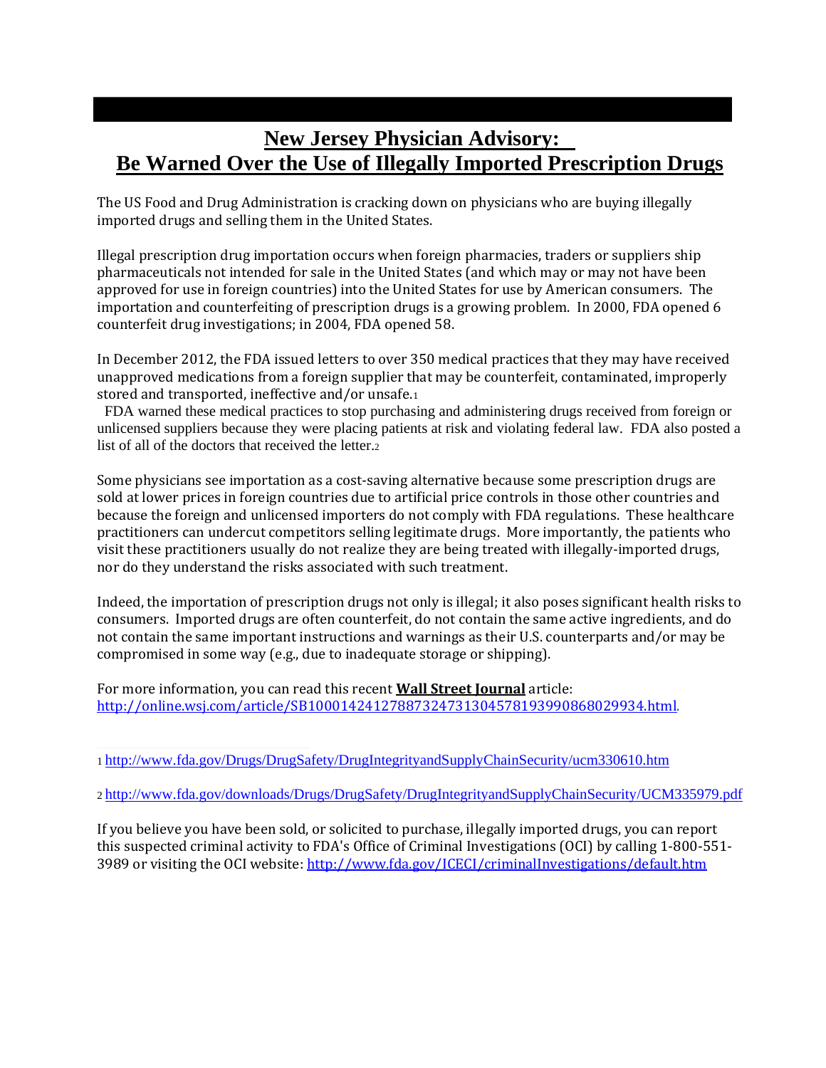# New Jersey Physician Advisory: Be Warned Over the Use of Illegally Imported Prescription Drugs

The US Food and Drug Administration is cracking down on physicians who are buying illegally imported drugs and selling them in the United States.

Illegal prescription drug importation occurs when foreign pharmacies, traders or suppliers ship pharmaceuticals not intended for sale in the United States (and which may or may not have been approved for use in foreign countries) into the United States for use by American consumers. The importation and counterfeiting of prescription drugs is a growing problem. In 2000, FDA opened 6 counterfeit drug investigations; in 2004, FDA opened 58.

In December 2012, the FDA issued letters to over 350 medical practices that they may have received unapproved medications from a foreign supplier that may be counterfeit, contaminated, improperly stored and transported, ineffective and/or unsafe.[1]

FDA warned these medical practices to stop purchasing and administering drugs received from foreign or unlicensed suppliers because they were placing patients at risk and violating federal law. FDA also posted a list of all of the doctors that received the letter.[2]

Some physicians see importation as a cost-saving alternative because some prescription drugs are sold at lower prices in foreign countries due to artificial price controls in those other countries and because the foreign and unlicensed importers do not comply with FDA regulations. These healthcare practitioners can undercut competitors selling legitimate drugs. More importantly, the patients who visit these practitioners usually do not realize they are being treated with illegally-imported drugs, nor do they understand the risks associated with such treatment.

Indeed, the importation of prescription drugs not only is illegal; it also poses significant health risks to consumers. Imported drugs are often counterfeit, do not contain the same active ingredients, and do not contain the same important instructions and warnings as their U.S. counterparts and/or may be compromised in some way (e.g., due to inadequate storage or shipping).

For more information, you can read this recent **Wall Street Journal** article: http://online.wsj.com/article/SB10001424127887324731304578193990868029934.html.

---

1 http://www.fda.gov/Drugs/DrugSafety/DrugIntegrityandSupplyChainSecurity/ucm330610.htm

2 http://www.fda.gov/downloads/Drugs/DrugSafety/DrugIntegrityandSupplyChainSecurity/UCM335979.pdf

If you believe you have been sold, or solicited to purchase, illegally imported drugs, you can report this suspected criminal activity to FDA's Office of Criminal Investigations (OCI) by calling 1-800-551-3989 or visiting the OCI website: http://www.fda.gov/ICECI/criminalInvestigations/default.htm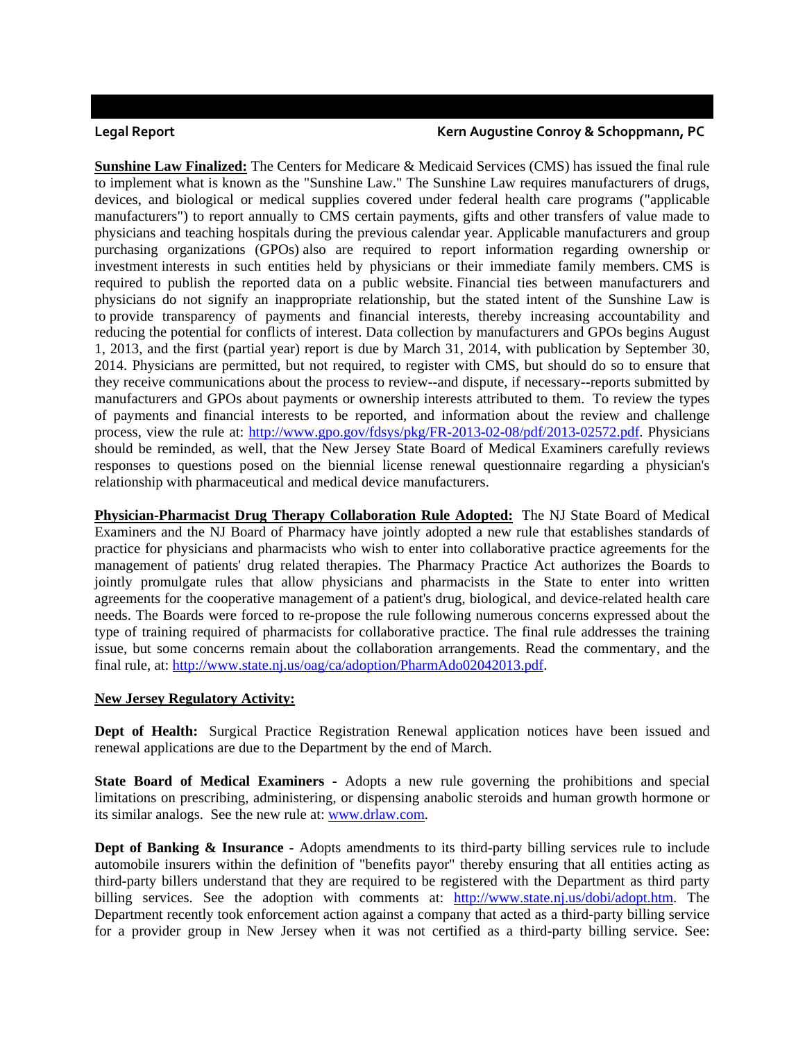**Legal Report** **Kern Augustine Conroy & Schoppmann, PC**

**Sunshine Law Finalized:** The Centers for Medicare & Medicaid Services (CMS) has issued the final rule to implement what is known as the "Sunshine Law." The Sunshine Law requires manufacturers of drugs, devices, and biological or medical supplies covered under federal health care programs ("applicable manufacturers") to report annually to CMS certain payments, gifts and other transfers of value made to physicians and teaching hospitals during the previous calendar year. Applicable manufacturers and group purchasing organizations (GPOs) also are required to report information regarding ownership or investment interests in such entities held by physicians or their immediate family members. CMS is required to publish the reported data on a public website. Financial ties between manufacturers and physicians do not signify an inappropriate relationship, but the stated intent of the Sunshine Law is to provide transparency of payments and financial interests, thereby increasing accountability and reducing the potential for conflicts of interest. Data collection by manufacturers and GPOs begins August 1, 2013, and the first (partial year) report is due by March 31, 2014, with publication by September 30, 2014. Physicians are permitted, but not required, to register with CMS, but should do so to ensure that they receive communications about the process to review--and dispute, if necessary--reports submitted by manufacturers and GPOs about payments or ownership interests attributed to them. To review the types of payments and financial interests to be reported, and information about the review and challenge process, view the rule at: http://www.gpo.gov/fdsys/pkg/FR-2013-02-08/pdf/2013-02572.pdf. Physicians should be reminded, as well, that the New Jersey State Board of Medical Examiners carefully reviews responses to questions posed on the biennial license renewal questionnaire regarding a physician's relationship with pharmaceutical and medical device manufacturers.

**Physician-Pharmacist Drug Therapy Collaboration Rule Adopted:** The NJ State Board of Medical Examiners and the NJ Board of Pharmacy have jointly adopted a new rule that establishes standards of practice for physicians and pharmacists who wish to enter into collaborative practice agreements for the management of patients' drug related therapies. The Pharmacy Practice Act authorizes the Boards to jointly promulgate rules that allow physicians and pharmacists in the State to enter into written agreements for the cooperative management of a patient's drug, biological, and device-related health care needs. The Boards were forced to re-propose the rule following numerous concerns expressed about the type of training required of pharmacists for collaborative practice. The final rule addresses the training issue, but some concerns remain about the collaboration arrangements. Read the commentary, and the final rule, at: http://www.state.nj.us/oag/ca/adoption/PharmAdo02042013.pdf.

**New Jersey Regulatory Activity:**

**Dept of Health:** Surgical Practice Registration Renewal application notices have been issued and renewal applications are due to the Department by the end of March.

**State Board of Medical Examiners -** Adopts a new rule governing the prohibitions and special limitations on prescribing, administering, or dispensing anabolic steroids and human growth hormone or its similar analogs. See the new rule at: www.drlaw.com.

**Dept of Banking & Insurance -** Adopts amendments to its third-party billing services rule to include automobile insurers within the definition of "benefits payor" thereby ensuring that all entities acting as third-party billers understand that they are required to be registered with the Department as third party billing services. See the adoption with comments at: http://www.state.nj.us/dobi/adopt.htm. The Department recently took enforcement action against a company that acted as a third-party billing service for a provider group in New Jersey when it was not certified as a third-party billing service. See: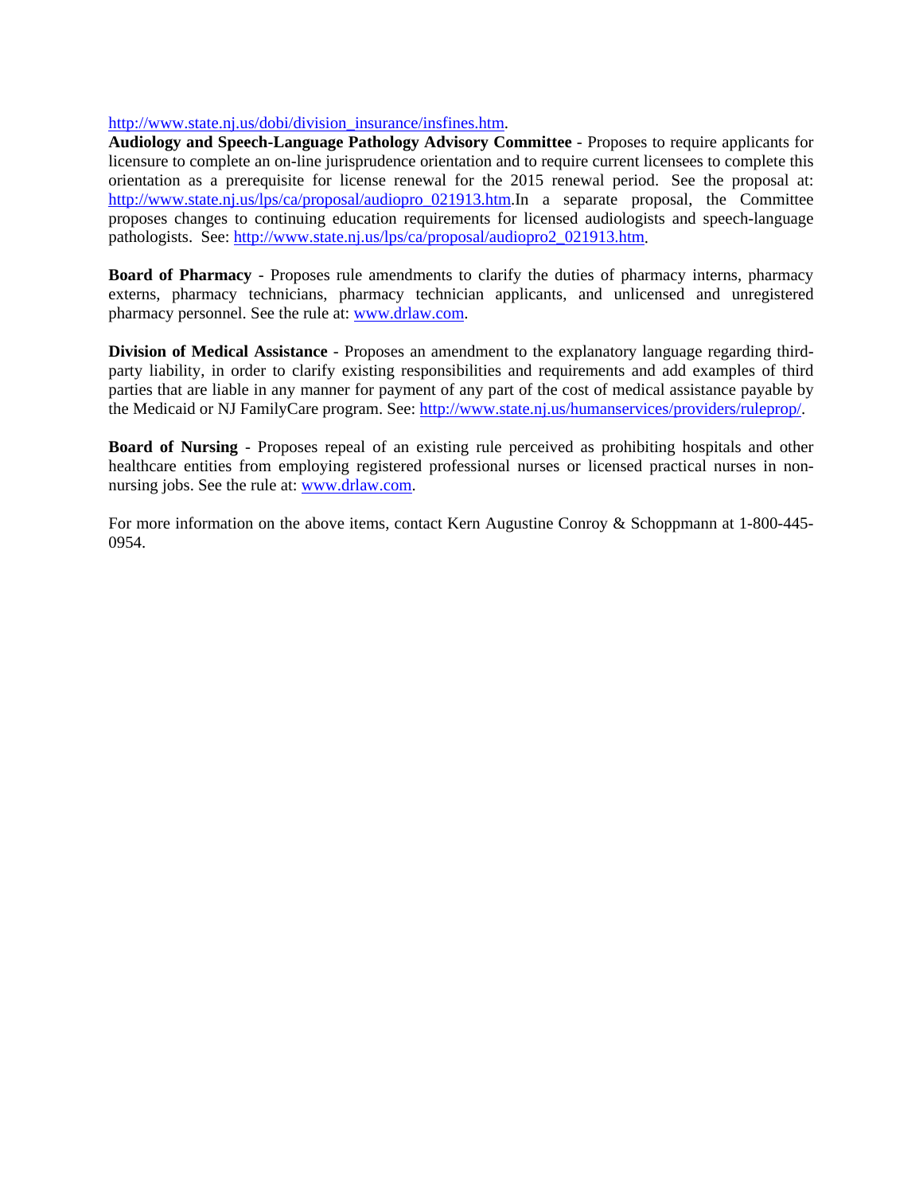http://www.state.nj.us/dobi/division_insurance/insfines.htm.

**Audiology and Speech-Language Pathology Advisory Committee** - Proposes to require applicants for licensure to complete an on-line jurisprudence orientation and to require current licensees to complete this orientation as a prerequisite for license renewal for the 2015 renewal period. See the proposal at: http://www.state.nj.us/lps/ca/proposal/audiopro_021913.htm.In a separate proposal, the Committee proposes changes to continuing education requirements for licensed audiologists and speech-language pathologists. See: http://www.state.nj.us/lps/ca/proposal/audiopro2_021913.htm.

**Board of Pharmacy** - Proposes rule amendments to clarify the duties of pharmacy interns, pharmacy externs, pharmacy technicians, pharmacy technician applicants, and unlicensed and unregistered pharmacy personnel. See the rule at: www.drlaw.com.

**Division of Medical Assistance** - Proposes an amendment to the explanatory language regarding third-party liability, in order to clarify existing responsibilities and requirements and add examples of third parties that are liable in any manner for payment of any part of the cost of medical assistance payable by the Medicaid or NJ FamilyCare program. See: http://www.state.nj.us/humanservices/providers/ruleprop/.

**Board of Nursing** - Proposes repeal of an existing rule perceived as prohibiting hospitals and other healthcare entities from employing registered professional nurses or licensed practical nurses in non-nursing jobs. See the rule at: www.drlaw.com.

For more information on the above items, contact Kern Augustine Conroy & Schoppmann at 1-800-445-0954.